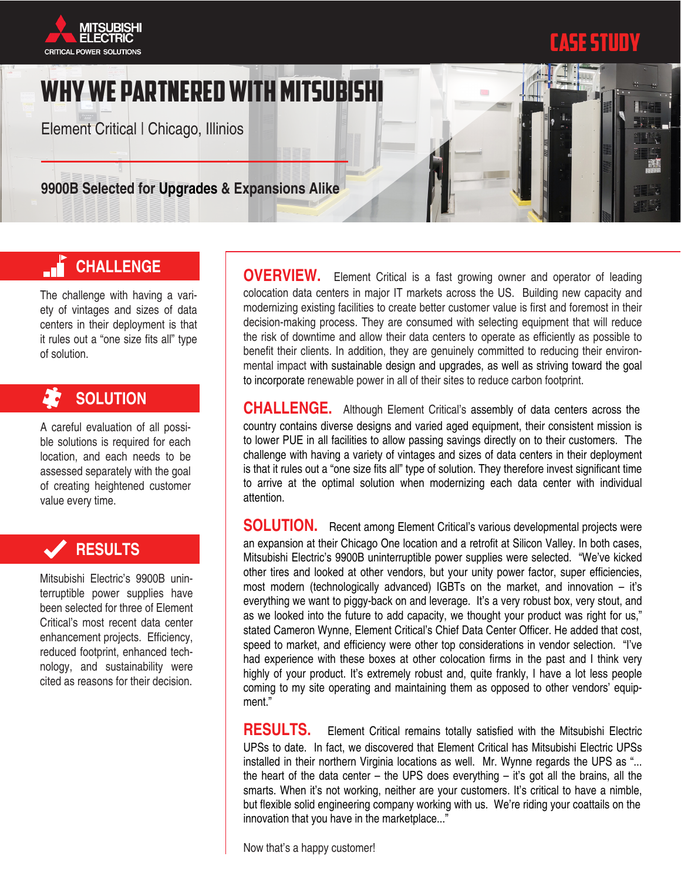MITSUBISHI ELECTRIC
CRITICAL POWER SOLUTIONS

CASE STUDY

# WHY WE PARTNERED WITH MITSUBISHI

Element Critical | Chicago, Illinios

## 9900B Selected for Upgrades & Expansions Alike

### CHALLENGE

The challenge with having a variety of vintages and sizes of data centers in their deployment is that it rules out a "one size fits all" type of solution.

### SOLUTION

A careful evaluation of all possible solutions is required for each location, and each needs to be assessed separately with the goal of creating heightened customer value every time.

### RESULTS

Mitsubishi Electric's 9900B uninterruptible power supplies have been selected for three of Element Critical's most recent data center enhancement projects. Efficiency, reduced footprint, enhanced technology, and sustainability were cited as reasons for their decision.

**OVERVIEW.** Element Critical is a fast growing owner and operator of leading colocation data centers in major IT markets across the US. Building new capacity and modernizing existing facilities to create better customer value is first and foremost in their decision-making process. They are consumed with selecting equipment that will reduce the risk of downtime and allow their data centers to operate as efficiently as possible to benefit their clients. In addition, they are genuinely committed to reducing their environmental impact with sustainable design and upgrades, as well as striving toward the goal to incorporate renewable power in all of their sites to reduce carbon footprint.

**CHALLENGE.** Although Element Critical's assembly of data centers across the country contains diverse designs and varied aged equipment, their consistent mission is to lower PUE in all facilities to allow passing savings directly on to their customers. The challenge with having a variety of vintages and sizes of data centers in their deployment is that it rules out a "one size fits all" type of solution. They therefore invest significant time to arrive at the optimal solution when modernizing each data center with individual attention.

**SOLUTION.** Recent among Element Critical's various developmental projects were an expansion at their Chicago One location and a retrofit at Silicon Valley. In both cases, Mitsubishi Electric's 9900B uninterruptible power supplies were selected. "We've kicked other tires and looked at other vendors, but your unity power factor, super efficiencies, most modern (technologically advanced) IGBTs on the market, and innovation – it's everything we want to piggy-back on and leverage. It's a very robust box, very stout, and as we looked into the future to add capacity, we thought your product was right for us," stated Cameron Wynne, Element Critical's Chief Data Center Officer. He added that cost, speed to market, and efficiency were other top considerations in vendor selection. "I've had experience with these boxes at other colocation firms in the past and I think very highly of your product. It's extremely robust and, quite frankly, I have a lot less people coming to my site operating and maintaining them as opposed to other vendors' equipment."

**RESULTS.** Element Critical remains totally satisfied with the Mitsubishi Electric UPSs to date. In fact, we discovered that Element Critical has Mitsubishi Electric UPSs installed in their northern Virginia locations as well. Mr. Wynne regards the UPS as "... the heart of the data center – the UPS does everything – it's got all the brains, all the smarts. When it's not working, neither are your customers. It's critical to have a nimble, but flexible solid engineering company working with us. We're riding your coattails on the innovation that you have in the marketplace..."

Now that's a happy customer!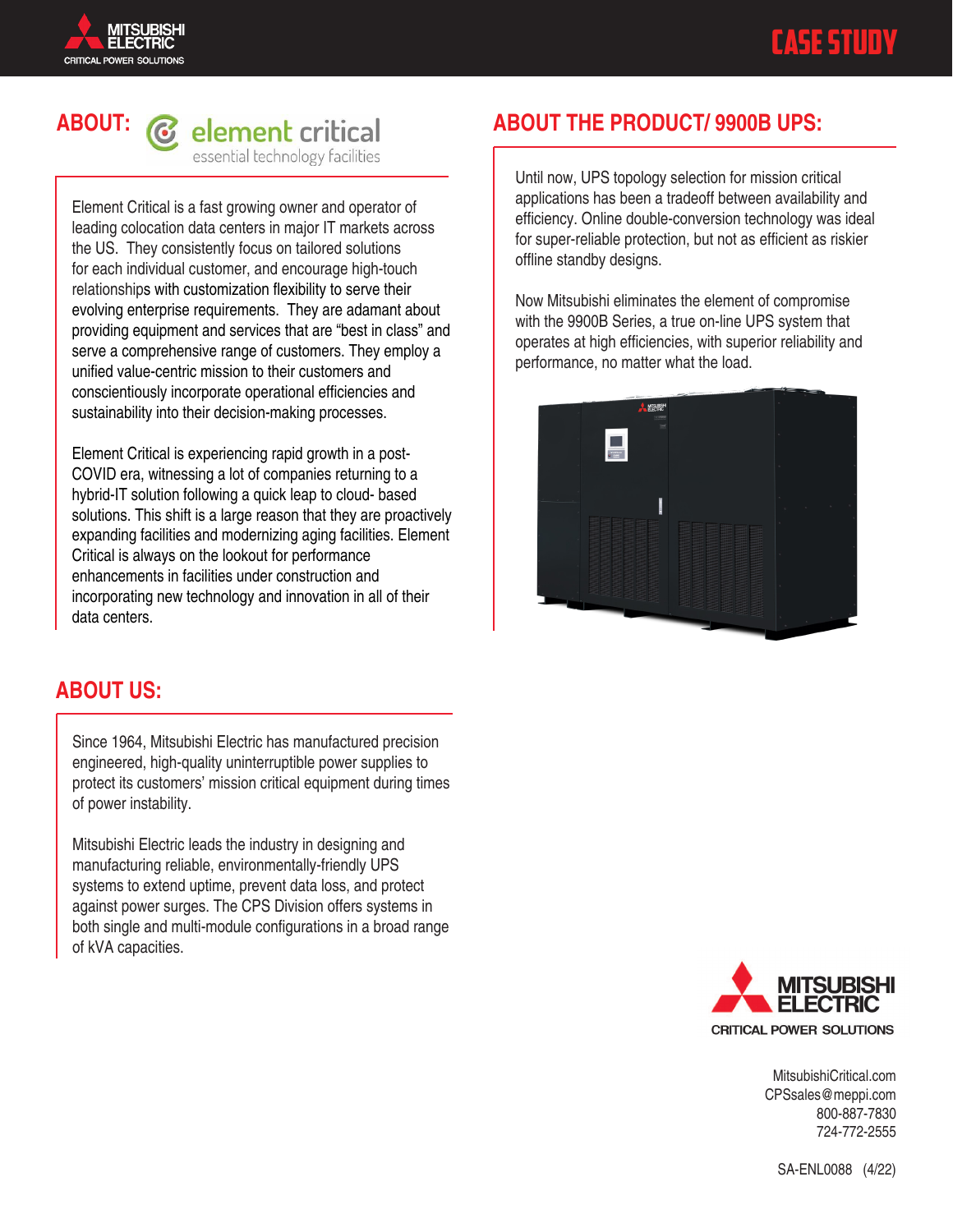## ABOUT: element critical

essential technology facilities

Element Critical is a fast growing owner and operator of leading colocation data centers in major IT markets across the US. They consistently focus on tailored solutions for each individual customer, and encourage high-touch relationships with customization flexibility to serve their evolving enterprise requirements. They are adamant about providing equipment and services that are "best in class" and serve a comprehensive range of customers. They employ a unified value-centric mission to their customers and conscientiously incorporate operational efficiencies and sustainability into their decision-making processes.

Element Critical is experiencing rapid growth in a post-COVID era, witnessing a lot of companies returning to a hybrid-IT solution following a quick leap to cloud- based solutions. This shift is a large reason that they are proactively expanding facilities and modernizing aging facilities. Element Critical is always on the lookout for performance enhancements in facilities under construction and incorporating new technology and innovation in all of their data centers.

## ABOUT US:

Since 1964, Mitsubishi Electric has manufactured precision engineered, high-quality uninterruptible power supplies to protect its customers' mission critical equipment during times of power instability.

Mitsubishi Electric leads the industry in designing and manufacturing reliable, environmentally-friendly UPS systems to extend uptime, prevent data loss, and protect against power surges. The CPS Division offers systems in both single and multi-module configurations in a broad range of kVA capacities.

## ABOUT THE PRODUCT/ 9900B UPS:

Until now, UPS topology selection for mission critical applications has been a tradeoff between availability and efficiency. Online double-conversion technology was ideal for super-reliable protection, but not as efficient as riskier offline standby designs.

Now Mitsubishi eliminates the element of compromise with the 9900B Series, a true on-line UPS system that operates at high efficiencies, with superior reliability and performance, no matter what the load.

MITSUBISHI ELECTRIC
CRITICAL POWER SOLUTIONS

MitsubishiCritical.com
CPSsales@meppi.com
800-887-7830
724-772-2555

SA-ENL0088 (4/22)